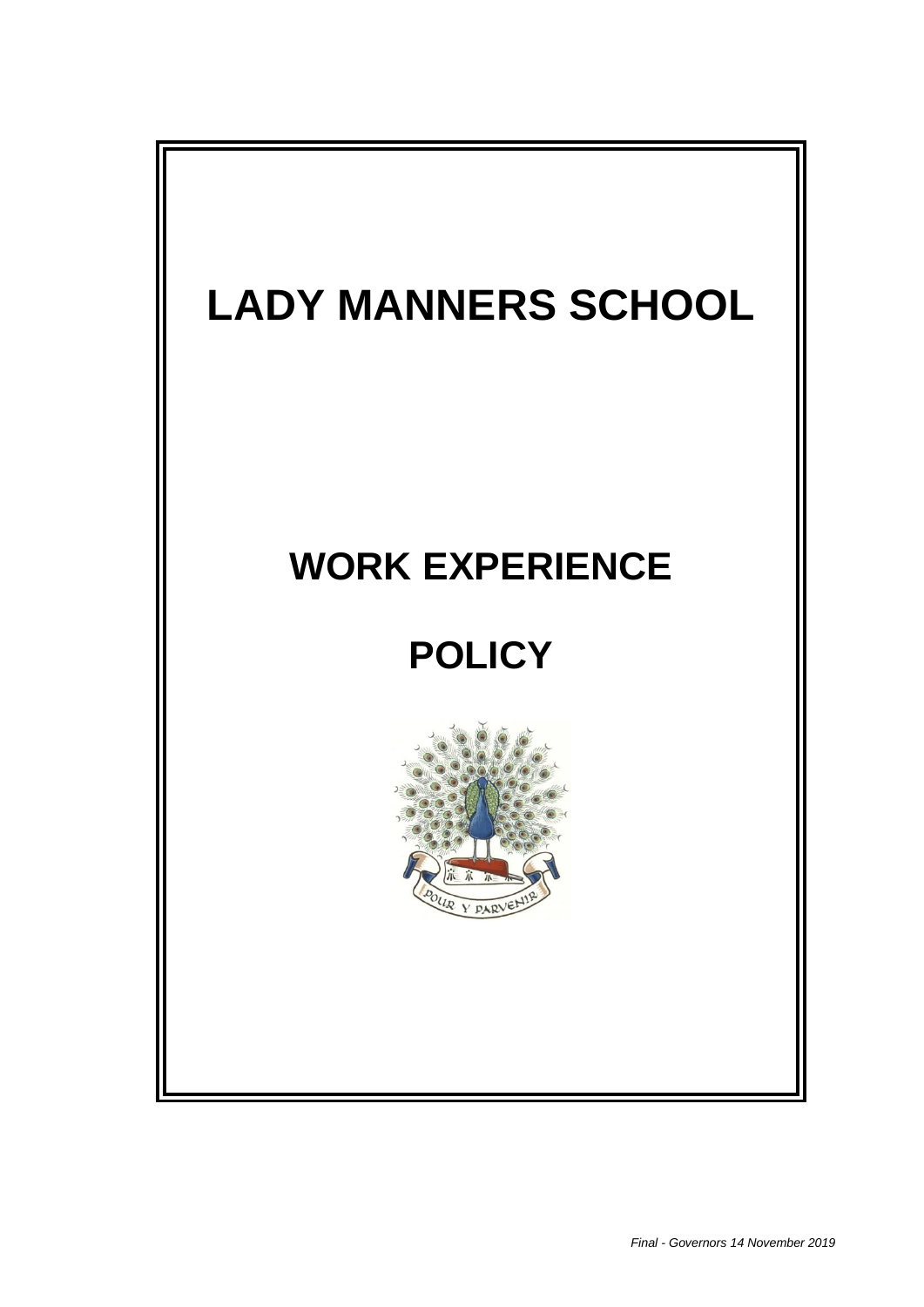# LADY MANNERS SCHOOL

# WORK EXPERIENCE

# POLICY

POUR Y PARVENIR

*Final - Governors 14 November 2019*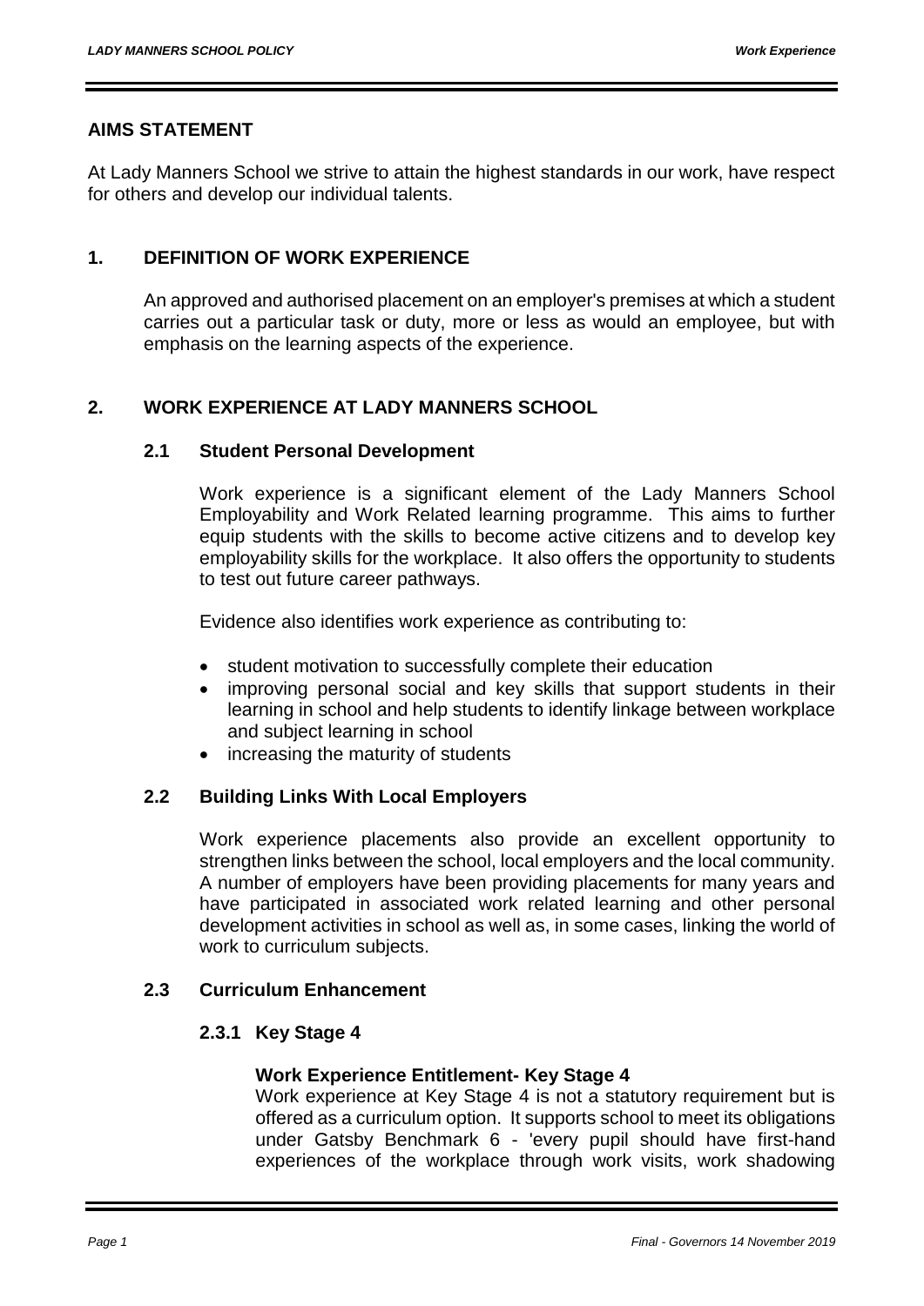## AIMS STATEMENT

At Lady Manners School we strive to attain the highest standards in our work, have respect for others and develop our individual talents.

## 1. DEFINITION OF WORK EXPERIENCE

An approved and authorised placement on an employer's premises at which a student carries out a particular task or duty, more or less as would an employee, but with emphasis on the learning aspects of the experience.

## 2. WORK EXPERIENCE AT LADY MANNERS SCHOOL

### 2.1 Student Personal Development

Work experience is a significant element of the Lady Manners School Employability and Work Related learning programme. This aims to further equip students with the skills to become active citizens and to develop key employability skills for the workplace. It also offers the opportunity to students to test out future career pathways.

Evidence also identifies work experience as contributing to:

- student motivation to successfully complete their education
- improving personal social and key skills that support students in their learning in school and help students to identify linkage between workplace and subject learning in school
- increasing the maturity of students

### 2.2 Building Links With Local Employers

Work experience placements also provide an excellent opportunity to strengthen links between the school, local employers and the local community. A number of employers have been providing placements for many years and have participated in associated work related learning and other personal development activities in school as well as, in some cases, linking the world of work to curriculum subjects.

### 2.3 Curriculum Enhancement

#### 2.3.1 Key Stage 4

**Work Experience Entitlement- Key Stage 4**

Work experience at Key Stage 4 is not a statutory requirement but is offered as a curriculum option. It supports school to meet its obligations under Gatsby Benchmark 6 - 'every pupil should have first-hand experiences of the workplace through work visits, work shadowing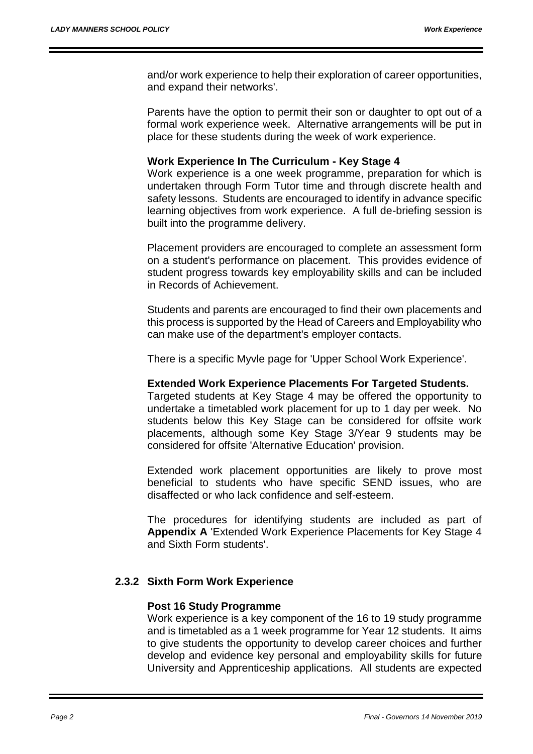and/or work experience to help their exploration of career opportunities, and expand their networks'.

Parents have the option to permit their son or daughter to opt out of a formal work experience week. Alternative arrangements will be put in place for these students during the week of work experience.

**Work Experience In The Curriculum - Key Stage 4**

Work experience is a one week programme, preparation for which is undertaken through Form Tutor time and through discrete health and safety lessons. Students are encouraged to identify in advance specific learning objectives from work experience. A full de-briefing session is built into the programme delivery.

Placement providers are encouraged to complete an assessment form on a student's performance on placement. This provides evidence of student progress towards key employability skills and can be included in Records of Achievement.

Students and parents are encouraged to find their own placements and this process is supported by the Head of Careers and Employability who can make use of the department's employer contacts.

There is a specific Myvle page for 'Upper School Work Experience'.

**Extended Work Experience Placements For Targeted Students.**

Targeted students at Key Stage 4 may be offered the opportunity to undertake a timetabled work placement for up to 1 day per week. No students below this Key Stage can be considered for offsite work placements, although some Key Stage 3/Year 9 students may be considered for offsite 'Alternative Education' provision.

Extended work placement opportunities are likely to prove most beneficial to students who have specific SEND issues, who are disaffected or who lack confidence and self-esteem.

The procedures for identifying students are included as part of **Appendix A** 'Extended Work Experience Placements for Key Stage 4 and Sixth Form students'.

### 2.3.2 Sixth Form Work Experience

**Post 16 Study Programme**

Work experience is a key component of the 16 to 19 study programme and is timetabled as a 1 week programme for Year 12 students. It aims to give students the opportunity to develop career choices and further develop and evidence key personal and employability skills for future University and Apprenticeship applications. All students are expected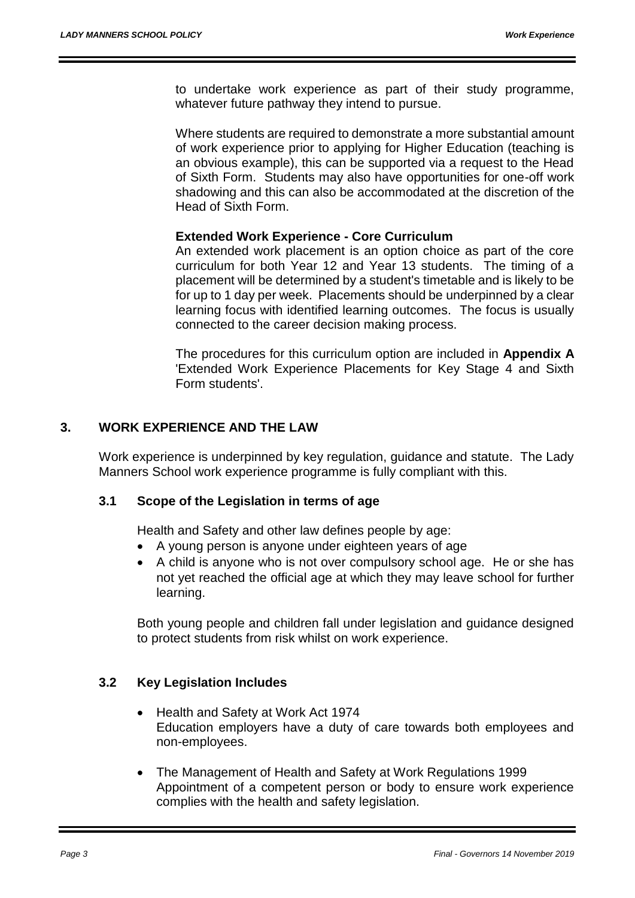to undertake work experience as part of their study programme, whatever future pathway they intend to pursue.

Where students are required to demonstrate a more substantial amount of work experience prior to applying for Higher Education (teaching is an obvious example), this can be supported via a request to the Head of Sixth Form. Students may also have opportunities for one-off work shadowing and this can also be accommodated at the discretion of the Head of Sixth Form.

**Extended Work Experience - Core Curriculum**

An extended work placement is an option choice as part of the core curriculum for both Year 12 and Year 13 students. The timing of a placement will be determined by a student's timetable and is likely to be for up to 1 day per week. Placements should be underpinned by a clear learning focus with identified learning outcomes. The focus is usually connected to the career decision making process.

The procedures for this curriculum option are included in **Appendix A** 'Extended Work Experience Placements for Key Stage 4 and Sixth Form students'.

## 3. WORK EXPERIENCE AND THE LAW

Work experience is underpinned by key regulation, guidance and statute. The Lady Manners School work experience programme is fully compliant with this.

### 3.1 Scope of the Legislation in terms of age

Health and Safety and other law defines people by age:

- A young person is anyone under eighteen years of age
- A child is anyone who is not over compulsory school age. He or she has not yet reached the official age at which they may leave school for further learning.

Both young people and children fall under legislation and guidance designed to protect students from risk whilst on work experience.

### 3.2 Key Legislation Includes

- Health and Safety at Work Act 1974
  Education employers have a duty of care towards both employees and non-employees.

- The Management of Health and Safety at Work Regulations 1999
  Appointment of a competent person or body to ensure work experience complies with the health and safety legislation.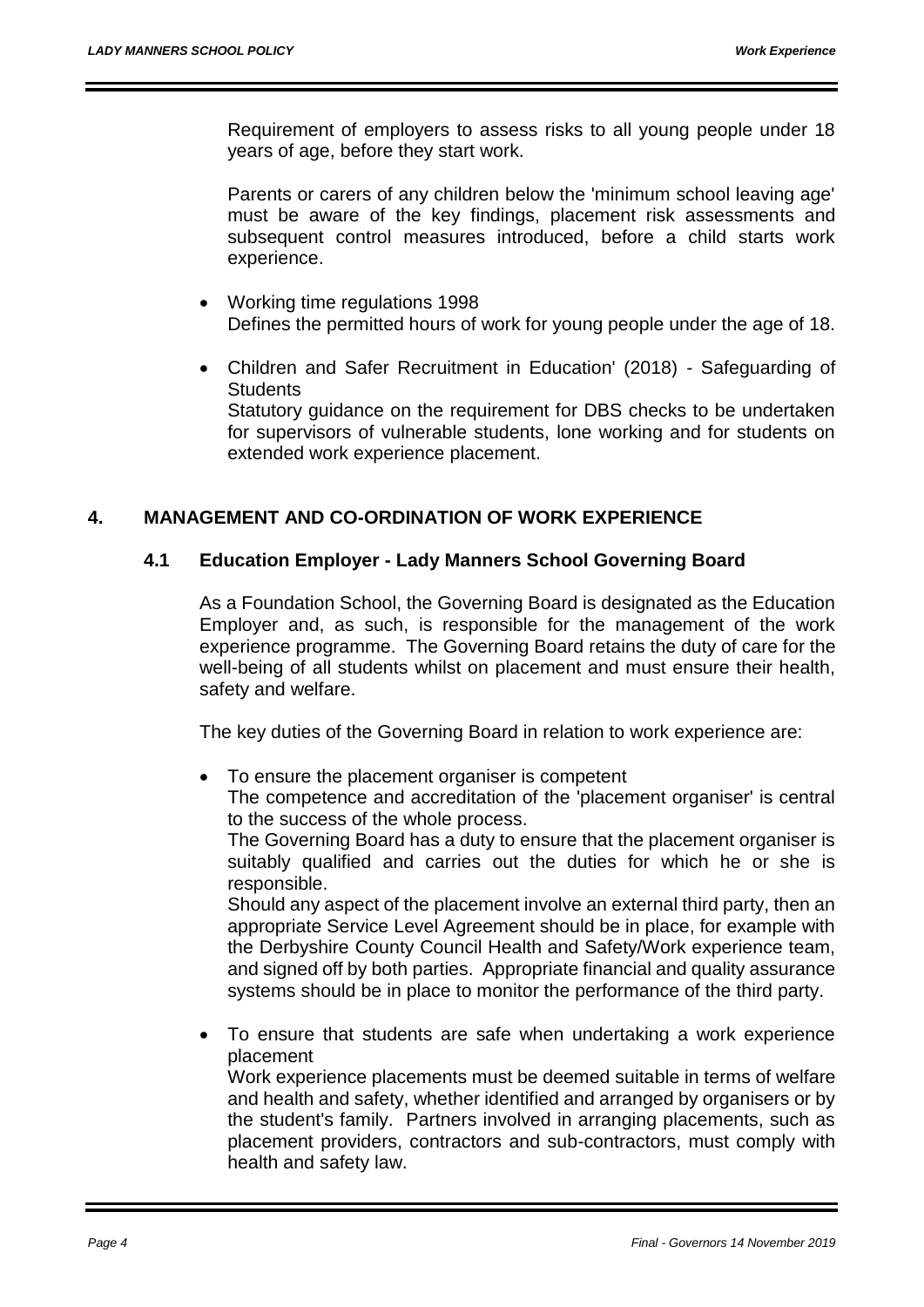Requirement of employers to assess risks to all young people under 18 years of age, before they start work.

Parents or carers of any children below the 'minimum school leaving age' must be aware of the key findings, placement risk assessments and subsequent control measures introduced, before a child starts work experience.

- Working time regulations 1998
  Defines the permitted hours of work for young people under the age of 18.

- Children and Safer Recruitment in Education' (2018) - Safeguarding of Students
  Statutory guidance on the requirement for DBS checks to be undertaken for supervisors of vulnerable students, lone working and for students on extended work experience placement.

## 4. MANAGEMENT AND CO-ORDINATION OF WORK EXPERIENCE

### 4.1 Education Employer - Lady Manners School Governing Board

As a Foundation School, the Governing Board is designated as the Education Employer and, as such, is responsible for the management of the work experience programme. The Governing Board retains the duty of care for the well-being of all students whilst on placement and must ensure their health, safety and welfare.

The key duties of the Governing Board in relation to work experience are:

- To ensure the placement organiser is competent
  The competence and accreditation of the 'placement organiser' is central to the success of the whole process.
  The Governing Board has a duty to ensure that the placement organiser is suitably qualified and carries out the duties for which he or she is responsible.
  Should any aspect of the placement involve an external third party, then an appropriate Service Level Agreement should be in place, for example with the Derbyshire County Council Health and Safety/Work experience team, and signed off by both parties. Appropriate financial and quality assurance systems should be in place to monitor the performance of the third party.

- To ensure that students are safe when undertaking a work experience placement
  Work experience placements must be deemed suitable in terms of welfare and health and safety, whether identified and arranged by organisers or by the student's family. Partners involved in arranging placements, such as placement providers, contractors and sub-contractors, must comply with health and safety law.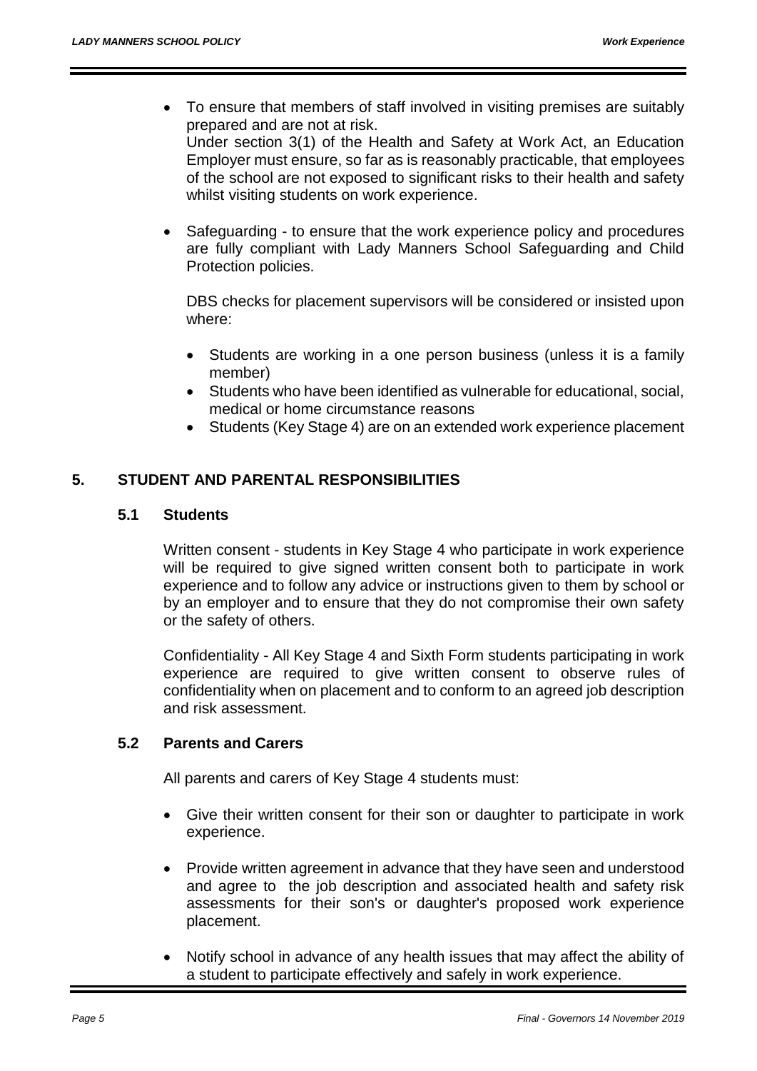- To ensure that members of staff involved in visiting premises are suitably prepared and are not at risk.
  Under section 3(1) of the Health and Safety at Work Act, an Education Employer must ensure, so far as is reasonably practicable, that employees of the school are not exposed to significant risks to their health and safety whilst visiting students on work experience.

- Safeguarding - to ensure that the work experience policy and procedures are fully compliant with Lady Manners School Safeguarding and Child Protection policies.

  DBS checks for placement supervisors will be considered or insisted upon where:

  - Students are working in a one person business (unless it is a family member)
  - Students who have been identified as vulnerable for educational, social, medical or home circumstance reasons
  - Students (Key Stage 4) are on an extended work experience placement

## 5. STUDENT AND PARENTAL RESPONSIBILITIES

### 5.1 Students

Written consent - students in Key Stage 4 who participate in work experience will be required to give signed written consent both to participate in work experience and to follow any advice or instructions given to them by school or by an employer and to ensure that they do not compromise their own safety or the safety of others.

Confidentiality - All Key Stage 4 and Sixth Form students participating in work experience are required to give written consent to observe rules of confidentiality when on placement and to conform to an agreed job description and risk assessment.

### 5.2 Parents and Carers

All parents and carers of Key Stage 4 students must:

- Give their written consent for their son or daughter to participate in work experience.

- Provide written agreement in advance that they have seen and understood and agree to the job description and associated health and safety risk assessments for their son's or daughter's proposed work experience placement.

- Notify school in advance of any health issues that may affect the ability of a student to participate effectively and safely in work experience.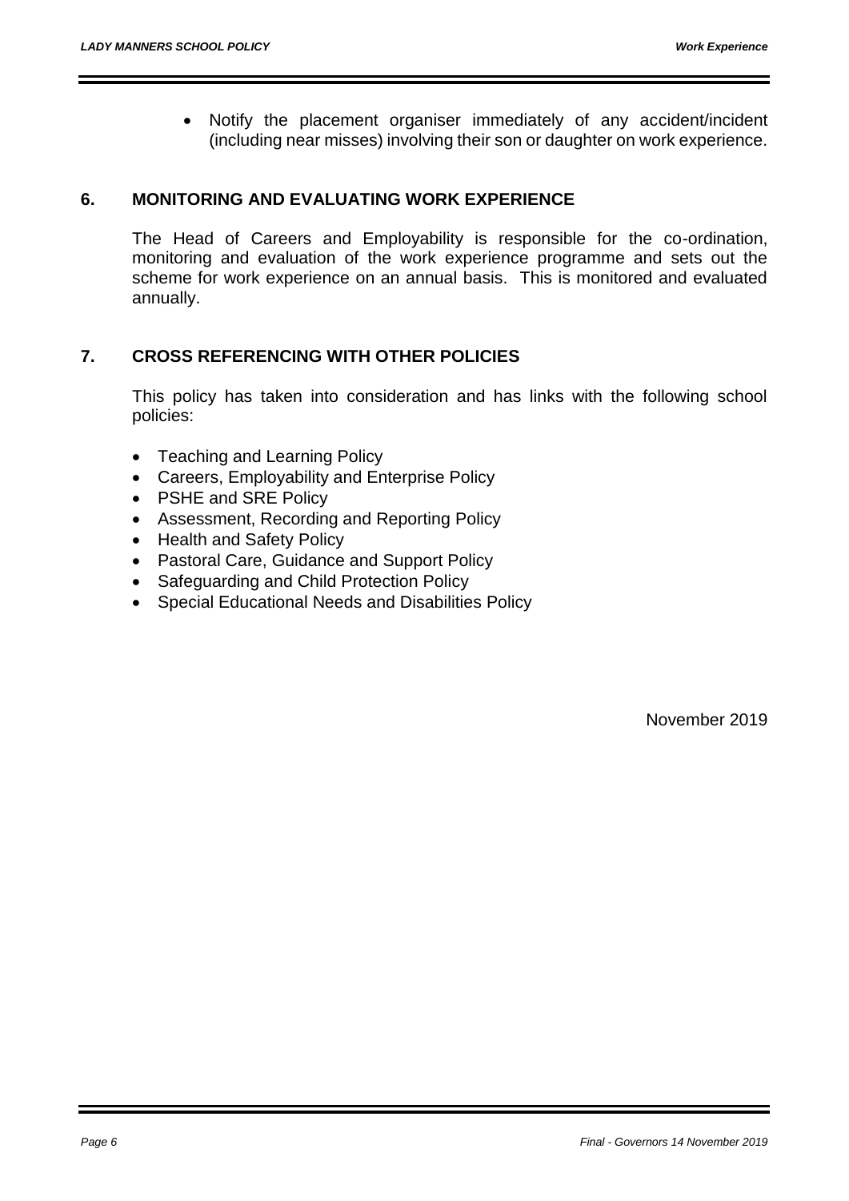- Notify the placement organiser immediately of any accident/incident (including near misses) involving their son or daughter on work experience.

## 6. MONITORING AND EVALUATING WORK EXPERIENCE

The Head of Careers and Employability is responsible for the co-ordination, monitoring and evaluation of the work experience programme and sets out the scheme for work experience on an annual basis. This is monitored and evaluated annually.

## 7. CROSS REFERENCING WITH OTHER POLICIES

This policy has taken into consideration and has links with the following school policies:

- Teaching and Learning Policy
- Careers, Employability and Enterprise Policy
- PSHE and SRE Policy
- Assessment, Recording and Reporting Policy
- Health and Safety Policy
- Pastoral Care, Guidance and Support Policy
- Safeguarding and Child Protection Policy
- Special Educational Needs and Disabilities Policy

November 2019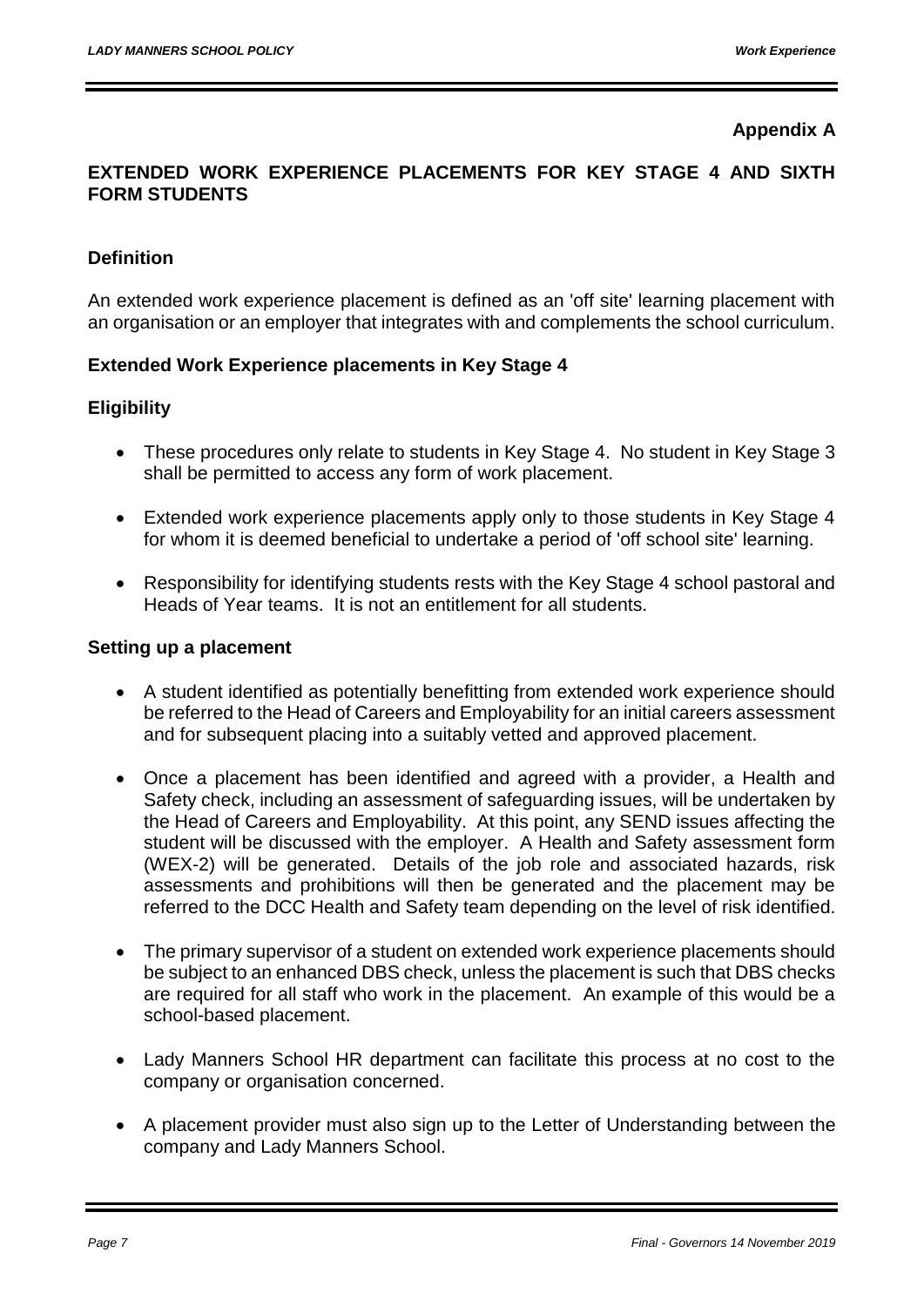**Appendix A**

## EXTENDED WORK EXPERIENCE PLACEMENTS FOR KEY STAGE 4 AND SIXTH FORM STUDENTS

### Definition

An extended work experience placement is defined as an 'off site' learning placement with an organisation or an employer that integrates with and complements the school curriculum.

### Extended Work Experience placements in Key Stage 4

### Eligibility

- These procedures only relate to students in Key Stage 4. No student in Key Stage 3 shall be permitted to access any form of work placement.
- Extended work experience placements apply only to those students in Key Stage 4 for whom it is deemed beneficial to undertake a period of 'off school site' learning.
- Responsibility for identifying students rests with the Key Stage 4 school pastoral and Heads of Year teams. It is not an entitlement for all students.

### Setting up a placement

- A student identified as potentially benefitting from extended work experience should be referred to the Head of Careers and Employability for an initial careers assessment and for subsequent placing into a suitably vetted and approved placement.
- Once a placement has been identified and agreed with a provider, a Health and Safety check, including an assessment of safeguarding issues, will be undertaken by the Head of Careers and Employability. At this point, any SEND issues affecting the student will be discussed with the employer. A Health and Safety assessment form (WEX-2) will be generated. Details of the job role and associated hazards, risk assessments and prohibitions will then be generated and the placement may be referred to the DCC Health and Safety team depending on the level of risk identified.
- The primary supervisor of a student on extended work experience placements should be subject to an enhanced DBS check, unless the placement is such that DBS checks are required for all staff who work in the placement. An example of this would be a school-based placement.
- Lady Manners School HR department can facilitate this process at no cost to the company or organisation concerned.
- A placement provider must also sign up to the Letter of Understanding between the company and Lady Manners School.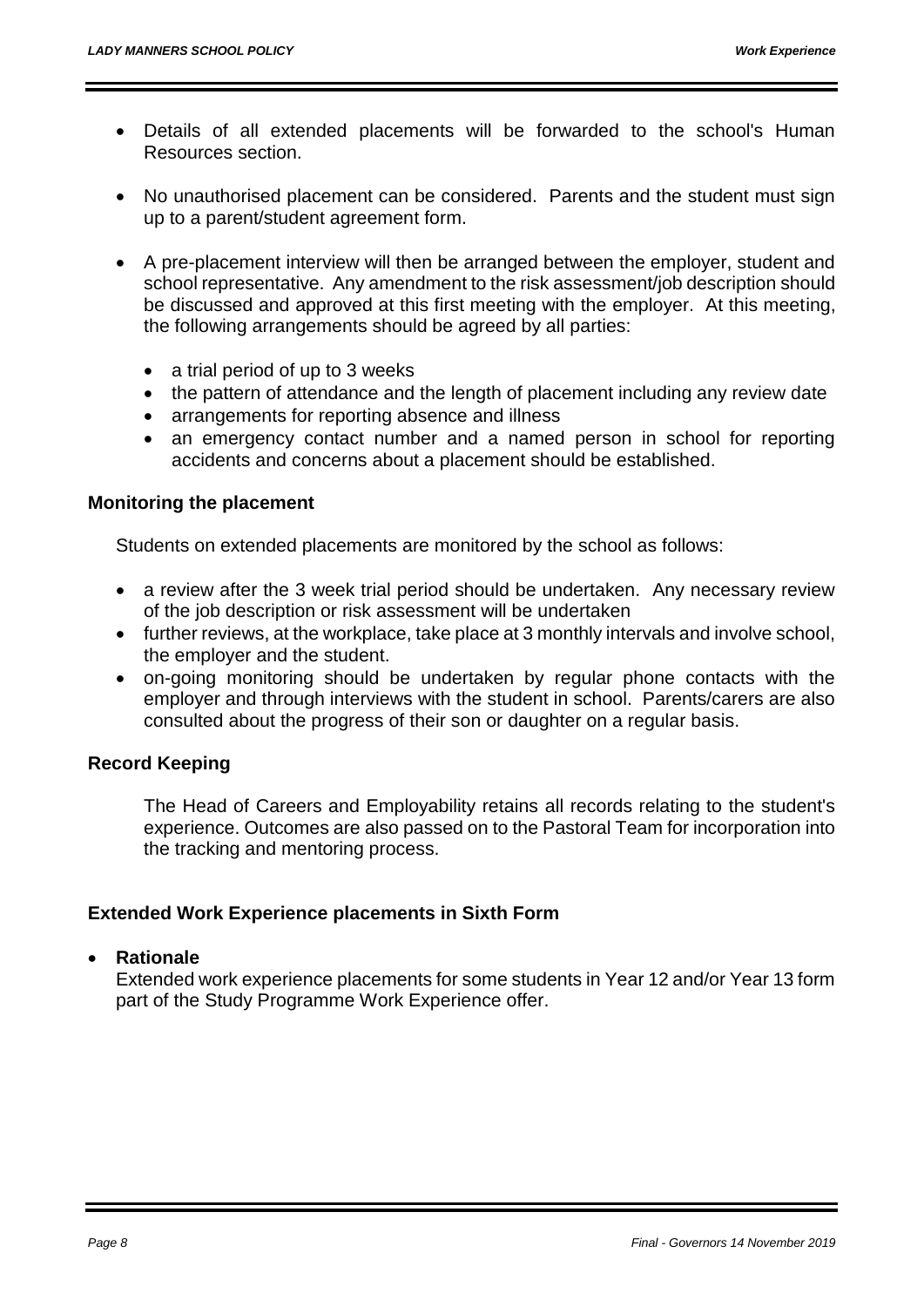- Details of all extended placements will be forwarded to the school's Human Resources section.

- No unauthorised placement can be considered. Parents and the student must sign up to a parent/student agreement form.

- A pre-placement interview will then be arranged between the employer, student and school representative. Any amendment to the risk assessment/job description should be discussed and approved at this first meeting with the employer. At this meeting, the following arrangements should be agreed by all parties:
  - a trial period of up to 3 weeks
  - the pattern of attendance and the length of placement including any review date
  - arrangements for reporting absence and illness
  - an emergency contact number and a named person in school for reporting accidents and concerns about a placement should be established.

**Monitoring the placement**

Students on extended placements are monitored by the school as follows:

- a review after the 3 week trial period should be undertaken. Any necessary review of the job description or risk assessment will be undertaken
- further reviews, at the workplace, take place at 3 monthly intervals and involve school, the employer and the student.
- on-going monitoring should be undertaken by regular phone contacts with the employer and through interviews with the student in school. Parents/carers are also consulted about the progress of their son or daughter on a regular basis.

**Record Keeping**

The Head of Careers and Employability retains all records relating to the student's experience. Outcomes are also passed on to the Pastoral Team for incorporation into the tracking and mentoring process.

**Extended Work Experience placements in Sixth Form**

- **Rationale**
  Extended work experience placements for some students in Year 12 and/or Year 13 form part of the Study Programme Work Experience offer.